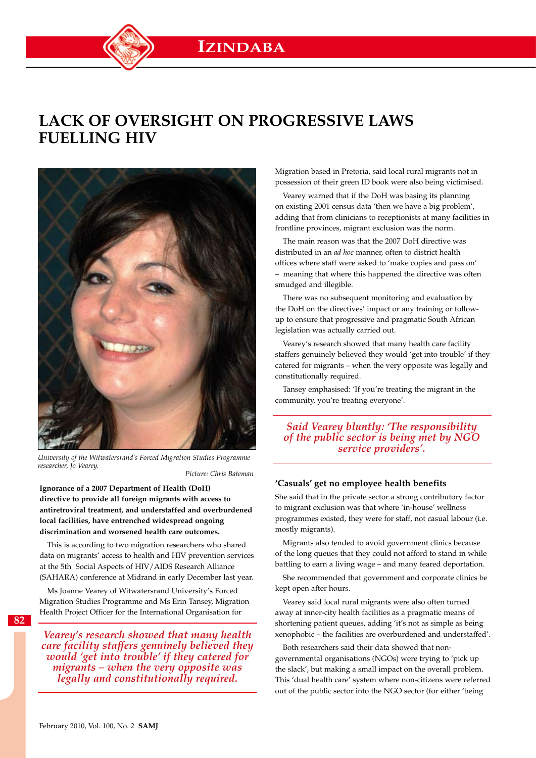# LACK OF OVERSIGHT ON PROGRESSIVE LAWS FUELLING HIV

*University of the Witwatersrand's Forced Migration Studies Programme researcher, Jo Vearey.*

*Picture: Chris Bateman*

**Ignorance of a 2007 Department of Health (DoH) directive to provide all foreign migrants with access to antiretroviral treatment, and understaffed and overburdened local facilities, have entrenched widespread ongoing discrimination and worsened health care outcomes.**

This is according to two migration researchers who shared data on migrants' access to health and HIV prevention services at the 5th Social Aspects of HIV/AIDS Research Alliance (SAHARA) conference at Midrand in early December last year.

Ms Joanne Vearey of Witwatersrand University's Forced Migration Studies Programme and Ms Erin Tansey, Migration Health Project Officer for the International Organisation for Migration based in Pretoria, said local rural migrants not in possession of their green ID book were also being victimised.

*Vearey's research showed that many health care facility staffers genuinely believed they would 'get into trouble' if they catered for migrants – when the very opposite was legally and constitutionally required.*

Vearey warned that if the DoH was basing its planning on existing 2001 census data 'then we have a big problem', adding that from clinicians to receptionists at many facilities in frontline provinces, migrant exclusion was the norm.

The main reason was that the 2007 DoH directive was distributed in an *ad hoc* manner, often to district health offices where staff were asked to 'make copies and pass on' – meaning that where this happened the directive was often smudged and illegible.

There was no subsequent monitoring and evaluation by the DoH on the directives' impact or any training or follow-up to ensure that progressive and pragmatic South African legislation was actually carried out.

Vearey's research showed that many health care facility staffers genuinely believed they would 'get into trouble' if they catered for migrants – when the very opposite was legally and constitutionally required.

Tansey emphasised: 'If you're treating the migrant in the community, you're treating everyone'.

*Said Vearey bluntly: 'The responsibility of the public sector is being met by NGO service providers'.*

## 'Casuals' get no employee health benefits

She said that in the private sector a strong contributory factor to migrant exclusion was that where 'in-house' wellness programmes existed, they were for staff, not casual labour (i.e. mostly migrants).

Migrants also tended to avoid government clinics because of the long queues that they could not afford to stand in while battling to earn a living wage – and many feared deportation.

She recommended that government and corporate clinics be kept open after hours.

Vearey said local rural migrants were also often turned away at inner-city health facilities as a pragmatic means of shortening patient queues, adding 'it's not as simple as being xenophobic – the facilities are overburdened and understaffed'.

Both researchers said their data showed that non-governmental organisations (NGOs) were trying to 'pick up the slack', but making a small impact on the overall problem. This 'dual health care' system where non-citizens were referred out of the public sector into the NGO sector (for either 'being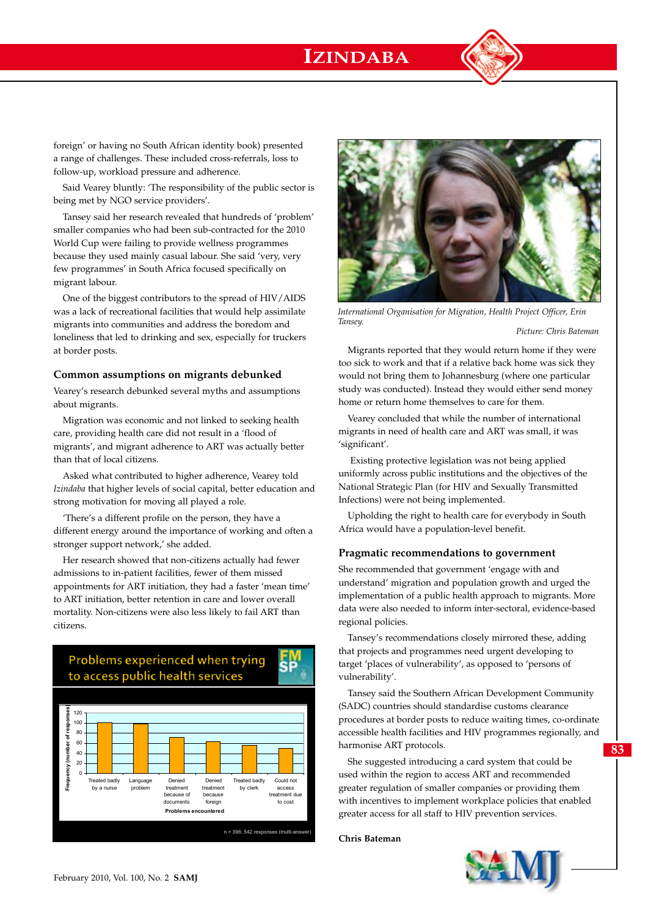foreign' or having no South African identity book) presented a range of challenges. These included cross-referrals, loss to follow-up, workload pressure and adherence.

Said Vearey bluntly: 'The responsibility of the public sector is being met by NGO service providers'.

Tansey said her research revealed that hundreds of 'problem' smaller companies who had been sub-contracted for the 2010 World Cup were failing to provide wellness programmes because they used mainly casual labour. She said 'very, very few programmes' in South Africa focused specifically on migrant labour.

One of the biggest contributors to the spread of HIV/AIDS was a lack of recreational facilities that would help assimilate migrants into communities and address the boredom and loneliness that led to drinking and sex, especially for truckers at border posts.

### Common assumptions on migrants debunked

Vearey's research debunked several myths and assumptions about migrants.

Migration was economic and not linked to seeking health care, providing health care did not result in a 'flood of migrants', and migrant adherence to ART was actually better than that of local citizens.

Asked what contributed to higher adherence, Vearey told *Izindaba* that higher levels of social capital, better education and strong motivation for moving all played a role.

'There's a different profile on the person, they have a different energy around the importance of working and often a stronger support network,' she added.

Her research showed that non-citizens actually had fewer admissions to in-patient facilities, fewer of them missed appointments for ART initiation, they had a faster 'mean time' to ART initiation, better retention in care and lower overall mortality. Non-citizens were also less likely to fail ART than citizens.

Problems experienced when trying to access public health services

FM SP

Frequency (number of responses)

0
20
40
60
80
100
120

Treated badly by a nurse
Language problem
Denied treatment because of documents
Denied treatment because foreign
Treated badly by clerk
Could not access treatment due to cost

Problems encountered

n = 396; 542 responses (multi-answer)

*International Organisation for Migration, Health Project Officer, Erin Tansey.*

*Picture: Chris Bateman*

Migrants reported that they would return home if they were too sick to work and that if a relative back home was sick they would not bring them to Johannesburg (where one particular study was conducted). Instead they would either send money home or return home themselves to care for them.

Vearey concluded that while the number of international migrants in need of health care and ART was small, it was 'significant'.

Existing protective legislation was not being applied uniformly across public institutions and the objectives of the National Strategic Plan (for HIV and Sexually Transmitted Infections) were not being implemented.

Upholding the right to health care for everybody in South Africa would have a population-level benefit.

### Pragmatic recommendations to government

She recommended that government 'engage with and understand' migration and population growth and urged the implementation of a public health approach to migrants. More data were also needed to inform inter-sectoral, evidence-based regional policies.

Tansey's recommendations closely mirrored these, adding that projects and programmes need urgent developing to target 'places of vulnerability', as opposed to 'persons of vulnerability'.

Tansey said the Southern African Development Community (SADC) countries should standardise customs clearance procedures at border posts to reduce waiting times, co-ordinate accessible health facilities and HIV programmes regionally, and harmonise ART protocols.

She suggested introducing a card system that could be used within the region to access ART and recommended greater regulation of smaller companies or providing them with incentives to implement workplace policies that enabled greater access for all staff to HIV prevention services.

**Chris Bateman**